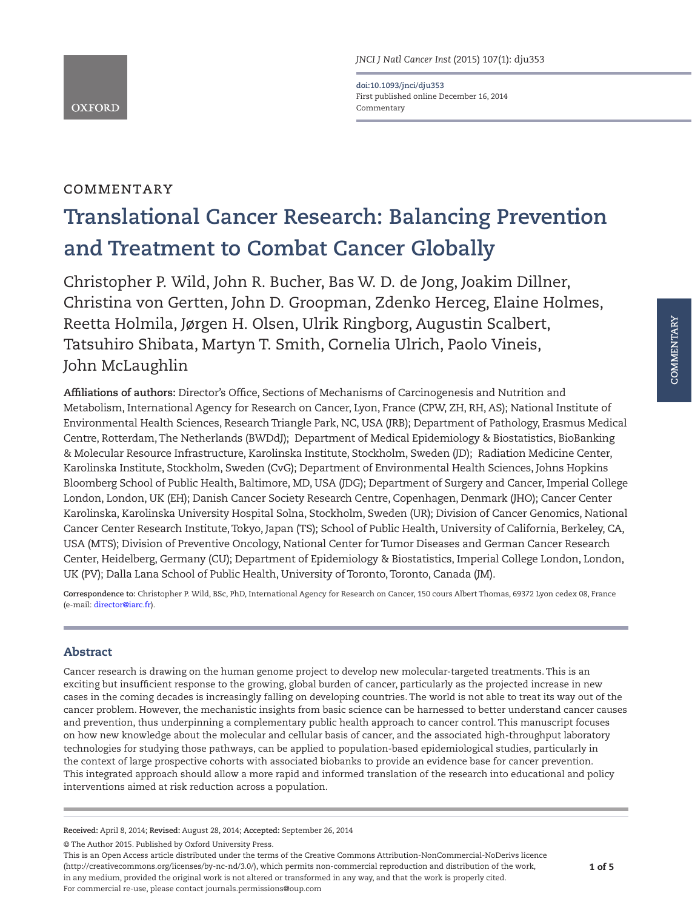COMMENTARY

# Translational Cancer Research: Balancing Prevention and Treatment to Combat Cancer Globally

Christopher P. Wild, John R. Bucher, Bas W. D. de Jong, Joakim Dillner, Christina von Gertten, John D. Groopman, Zdenko Herceg, Elaine Holmes, Reetta Holmila, Jørgen H. Olsen, Ulrik Ringborg, Augustin Scalbert, Tatsuhiro Shibata, Martyn T. Smith, Cornelia Ulrich, Paolo Vineis, John McLaughlin

**Affiliations of authors:** Director's Office, Sections of Mechanisms of Carcinogenesis and Nutrition and Metabolism, International Agency for Research on Cancer, Lyon, France (CPW, ZH, RH, AS); National Institute of Environmental Health Sciences, Research Triangle Park, NC, USA (JRB); Department of Pathology, Erasmus Medical Centre, Rotterdam, The Netherlands (BWDdJ); Department of Medical Epidemiology & Biostatistics, BioBanking & Molecular Resource Infrastructure, Karolinska Institute, Stockholm, Sweden (JD); Radiation Medicine Center, Karolinska Institute, Stockholm, Sweden (CvG); Department of Environmental Health Sciences, Johns Hopkins Bloomberg School of Public Health, Baltimore, MD, USA (JDG); Department of Surgery and Cancer, Imperial College London, London, UK (EH); Danish Cancer Society Research Centre, Copenhagen, Denmark (JHO); Cancer Center Karolinska, Karolinska University Hospital Solna, Stockholm, Sweden (UR); Division of Cancer Genomics, National Cancer Center Research Institute, Tokyo, Japan (TS); School of Public Health, University of California, Berkeley, CA, USA (MTS); Division of Preventive Oncology, National Center for Tumor Diseases and German Cancer Research Center, Heidelberg, Germany (CU); Department of Epidemiology & Biostatistics, Imperial College London, London, UK (PV); Dalla Lana School of Public Health, University of Toronto, Toronto, Canada (JM).

**Correspondence to:** Christopher P. Wild, BSc, PhD, International Agency for Research on Cancer, 150 cours Albert Thomas, 69372 Lyon cedex 08, France (e-mail: director@iarc.fr).

## Abstract

Cancer research is drawing on the human genome project to develop new molecular-targeted treatments. This is an exciting but insufficient response to the growing, global burden of cancer, particularly as the projected increase in new cases in the coming decades is increasingly falling on developing countries. The world is not able to treat its way out of the cancer problem. However, the mechanistic insights from basic science can be harnessed to better understand cancer causes and prevention, thus underpinning a complementary public health approach to cancer control. This manuscript focuses on how new knowledge about the molecular and cellular basis of cancer, and the associated high-throughput laboratory technologies for studying those pathways, can be applied to population-based epidemiological studies, particularly in the context of large prospective cohorts with associated biobanks to provide an evidence base for cancer prevention. This integrated approach should allow a more rapid and informed translation of the research into educational and policy interventions aimed at risk reduction across a population.

**Received:** April 8, 2014; **Revised:** August 28, 2014; **Accepted:** September 26, 2014

© The Author 2015. Published by Oxford University Press.
This is an Open Access article distributed under the terms of the Creative Commons Attribution-NonCommercial-NoDerivs licence (http://creativecommons.org/licenses/by-nc-nd/3.0/), which permits non-commercial reproduction and distribution of the work, in any medium, provided the original work is not altered or transformed in any way, and that the work is properly cited. For commercial re-use, please contact journals.permissions@oup.com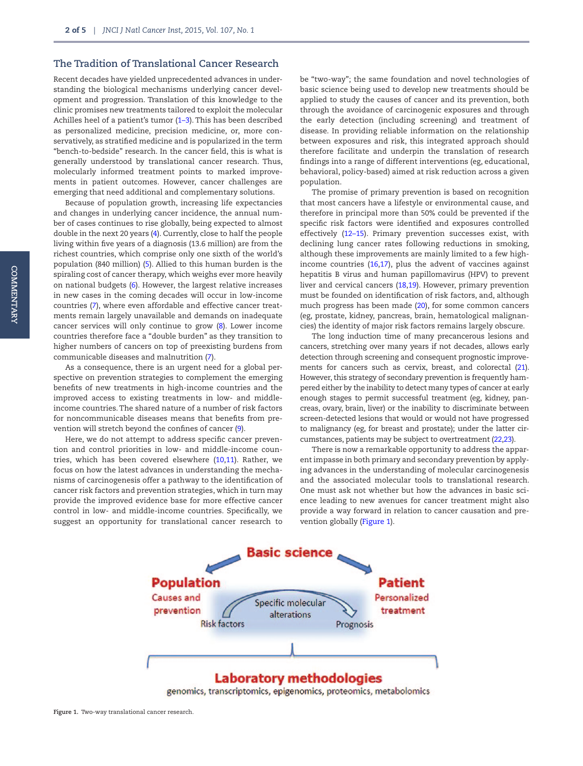## The Tradition of Translational Cancer Research

Recent decades have yielded unprecedented advances in understanding the biological mechanisms underlying cancer development and progression. Translation of this knowledge to the clinic promises new treatments tailored to exploit the molecular Achilles heel of a patient's tumor (1–3). This has been described as personalized medicine, precision medicine, or, more conservatively, as stratified medicine and is popularized in the term "bench-to-bedside" research. In the cancer field, this is what is generally understood by translational cancer research. Thus, molecularly informed treatment points to marked improvements in patient outcomes. However, cancer challenges are emerging that need additional and complementary solutions.

Because of population growth, increasing life expectancies and changes in underlying cancer incidence, the annual number of cases continues to rise globally, being expected to almost double in the next 20 years (4). Currently, close to half the people living within five years of a diagnosis (13.6 million) are from the richest countries, which comprise only one sixth of the world's population (840 million) (5). Allied to this human burden is the spiraling cost of cancer therapy, which weighs ever more heavily on national budgets (6). However, the largest relative increases in new cases in the coming decades will occur in low-income countries (7), where even affordable and effective cancer treatments remain largely unavailable and demands on inadequate cancer services will only continue to grow (8). Lower income countries therefore face a "double burden" as they transition to higher numbers of cancers on top of preexisting burdens from communicable diseases and malnutrition (7).

As a consequence, there is an urgent need for a global perspective on prevention strategies to complement the emerging benefits of new treatments in high-income countries and the improved access to existing treatments in low- and middle-income countries. The shared nature of a number of risk factors for noncommunicable diseases means that benefits from prevention will stretch beyond the confines of cancer (9).

Here, we do not attempt to address specific cancer prevention and control priorities in low- and middle-income countries, which has been covered elsewhere (10,11). Rather, we focus on how the latest advances in understanding the mechanisms of carcinogenesis offer a pathway to the identification of cancer risk factors and prevention strategies, which in turn may provide the improved evidence base for more effective cancer control in low- and middle-income countries. Specifically, we suggest an opportunity for translational cancer research to be "two-way"; the same foundation and novel technologies of basic science being used to develop new treatments should be applied to study the causes of cancer and its prevention, both through the avoidance of carcinogenic exposures and through the early detection (including screening) and treatment of disease. In providing reliable information on the relationship between exposures and risk, this integrated approach should therefore facilitate and underpin the translation of research findings into a range of different interventions (eg, educational, behavioral, policy-based) aimed at risk reduction across a given population.

The promise of primary prevention is based on recognition that most cancers have a lifestyle or environmental cause, and therefore in principal more than 50% could be prevented if the specific risk factors were identified and exposures controlled effectively (12–15). Primary prevention successes exist, with declining lung cancer rates following reductions in smoking, although these improvements are mainly limited to a few high-income countries (16,17), plus the advent of vaccines against hepatitis B virus and human papillomavirus (HPV) to prevent liver and cervical cancers (18,19). However, primary prevention must be founded on identification of risk factors, and, although much progress has been made (20), for some common cancers (eg, prostate, kidney, pancreas, brain, hematological malignancies) the identity of major risk factors remains largely obscure.

The long induction time of many precancerous lesions and cancers, stretching over many years if not decades, allows early detection through screening and consequent prognostic improvements for cancers such as cervix, breast, and colorectal (21). However, this strategy of secondary prevention is frequently hampered either by the inability to detect many types of cancer at early enough stages to permit successful treatment (eg, kidney, pancreas, ovary, brain, liver) or the inability to discriminate between screen-detected lesions that would or would not have progressed to malignancy (eg, for breast and prostate); under the latter circumstances, patients may be subject to overtreatment (22,23).

There is now a remarkable opportunity to address the apparent impasse in both primary and secondary prevention by applying advances in the understanding of molecular carcinogenesis and the associated molecular tools to translational research. One must ask not whether but how the advances in basic science leading to new avenues for cancer treatment might also provide a way forward in relation to cancer causation and prevention globally (Figure 1).

Basic science
Population
Causes and prevention
Patient
Personalized treatment
Specific molecular alterations
Risk factors
Prognosis
Laboratory methodologies
genomics, transcriptomics, epigenomics, proteomics, metabolomics

**Figure 1.** Two-way translational cancer research.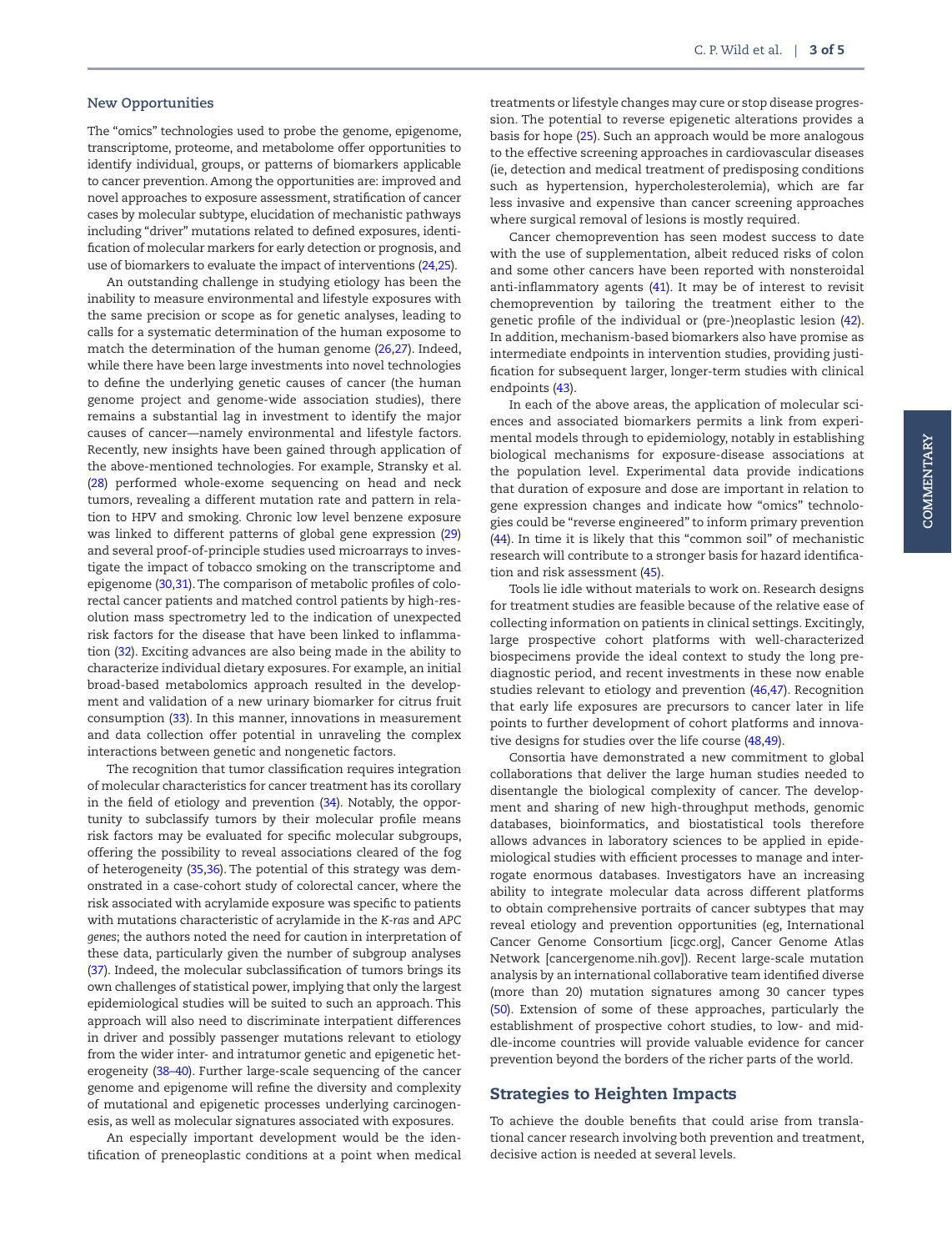## New Opportunities

The "omics" technologies used to probe the genome, epigenome, transcriptome, proteome, and metabolome offer opportunities to identify individual, groups, or patterns of biomarkers applicable to cancer prevention. Among the opportunities are: improved and novel approaches to exposure assessment, stratification of cancer cases by molecular subtype, elucidation of mechanistic pathways including "driver" mutations related to defined exposures, identification of molecular markers for early detection or prognosis, and use of biomarkers to evaluate the impact of interventions (24,25).

An outstanding challenge in studying etiology has been the inability to measure environmental and lifestyle exposures with the same precision or scope as for genetic analyses, leading to calls for a systematic determination of the human exposome to match the determination of the human genome (26,27). Indeed, while there have been large investments into novel technologies to define the underlying genetic causes of cancer (the human genome project and genome-wide association studies), there remains a substantial lag in investment to identify the major causes of cancer—namely environmental and lifestyle factors. Recently, new insights have been gained through application of the above-mentioned technologies. For example, Stransky et al. (28) performed whole-exome sequencing on head and neck tumors, revealing a different mutation rate and pattern in relation to HPV and smoking. Chronic low level benzene exposure was linked to different patterns of global gene expression (29) and several proof-of-principle studies used microarrays to investigate the impact of tobacco smoking on the transcriptome and epigenome (30,31). The comparison of metabolic profiles of colorectal cancer patients and matched control patients by high-resolution mass spectrometry led to the indication of unexpected risk factors for the disease that have been linked to inflammation (32). Exciting advances are also being made in the ability to characterize individual dietary exposures. For example, an initial broad-based metabolomics approach resulted in the development and validation of a new urinary biomarker for citrus fruit consumption (33). In this manner, innovations in measurement and data collection offer potential in unraveling the complex interactions between genetic and nongenetic factors.

The recognition that tumor classification requires integration of molecular characteristics for cancer treatment has its corollary in the field of etiology and prevention (34). Notably, the opportunity to subclassify tumors by their molecular profile means risk factors may be evaluated for specific molecular subgroups, offering the possibility to reveal associations cleared of the fog of heterogeneity (35,36). The potential of this strategy was demonstrated in a case-cohort study of colorectal cancer, where the risk associated with acrylamide exposure was specific to patients with mutations characteristic of acrylamide in the *K-ras* and *APC genes*; the authors noted the need for caution in interpretation of these data, particularly given the number of subgroup analyses (37). Indeed, the molecular subclassification of tumors brings its own challenges of statistical power, implying that only the largest epidemiological studies will be suited to such an approach. This approach will also need to discriminate interpatient differences in driver and possibly passenger mutations relevant to etiology from the wider inter- and intratumor genetic and epigenetic heterogeneity (38–40). Further large-scale sequencing of the cancer genome and epigenome will refine the diversity and complexity of mutational and epigenetic processes underlying carcinogenesis, as well as molecular signatures associated with exposures.

An especially important development would be the identification of preneoplastic conditions at a point when medical treatments or lifestyle changes may cure or stop disease progression. The potential to reverse epigenetic alterations provides a basis for hope (25). Such an approach would be more analogous to the effective screening approaches in cardiovascular diseases (ie, detection and medical treatment of predisposing conditions such as hypertension, hypercholesterolemia), which are far less invasive and expensive than cancer screening approaches where surgical removal of lesions is mostly required.

Cancer chemoprevention has seen modest success to date with the use of supplementation, albeit reduced risks of colon and some other cancers have been reported with nonsteroidal anti-inflammatory agents (41). It may be of interest to revisit chemoprevention by tailoring the treatment either to the genetic profile of the individual or (pre-)neoplastic lesion (42). In addition, mechanism-based biomarkers also have promise as intermediate endpoints in intervention studies, providing justification for subsequent larger, longer-term studies with clinical endpoints (43).

In each of the above areas, the application of molecular sciences and associated biomarkers permits a link from experimental models through to epidemiology, notably in establishing biological mechanisms for exposure-disease associations at the population level. Experimental data provide indications that duration of exposure and dose are important in relation to gene expression changes and indicate how "omics" technologies could be "reverse engineered" to inform primary prevention (44). In time it is likely that this "common soil" of mechanistic research will contribute to a stronger basis for hazard identification and risk assessment (45).

Tools lie idle without materials to work on. Research designs for treatment studies are feasible because of the relative ease of collecting information on patients in clinical settings. Excitingly, large prospective cohort platforms with well-characterized biospecimens provide the ideal context to study the long prediagnostic period, and recent investments in these now enable studies relevant to etiology and prevention (46,47). Recognition that early life exposures are precursors to cancer later in life points to further development of cohort platforms and innovative designs for studies over the life course (48,49).

Consortia have demonstrated a new commitment to global collaborations that deliver the large human studies needed to disentangle the biological complexity of cancer. The development and sharing of new high-throughput methods, genomic databases, bioinformatics, and biostatistical tools therefore allows advances in laboratory sciences to be applied in epidemiological studies with efficient processes to manage and interrogate enormous databases. Investigators have an increasing ability to integrate molecular data across different platforms to obtain comprehensive portraits of cancer subtypes that may reveal etiology and prevention opportunities (eg, International Cancer Genome Consortium [icgc.org], Cancer Genome Atlas Network [cancergenome.nih.gov]). Recent large-scale mutation analysis by an international collaborative team identified diverse (more than 20) mutation signatures among 30 cancer types (50). Extension of some of these approaches, particularly the establishment of prospective cohort studies, to low- and middle-income countries will provide valuable evidence for cancer prevention beyond the borders of the richer parts of the world.

## Strategies to Heighten Impacts

To achieve the double benefits that could arise from translational cancer research involving both prevention and treatment, decisive action is needed at several levels.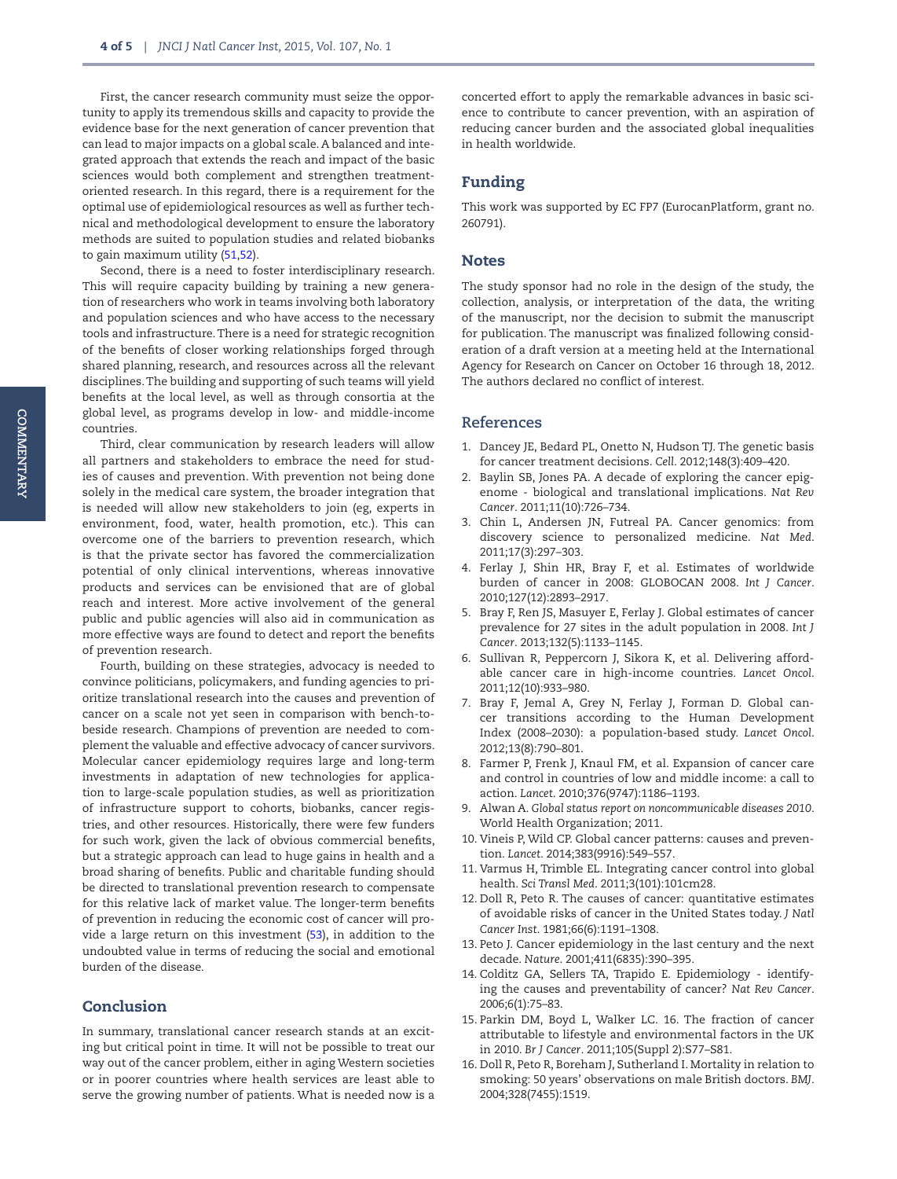First, the cancer research community must seize the opportunity to apply its tremendous skills and capacity to provide the evidence base for the next generation of cancer prevention that can lead to major impacts on a global scale. A balanced and integrated approach that extends the reach and impact of the basic sciences would both complement and strengthen treatment-oriented research. In this regard, there is a requirement for the optimal use of epidemiological resources as well as further technical and methodological development to ensure the laboratory methods are suited to population studies and related biobanks to gain maximum utility (51,52).

Second, there is a need to foster interdisciplinary research. This will require capacity building by training a new generation of researchers who work in teams involving both laboratory and population sciences and who have access to the necessary tools and infrastructure. There is a need for strategic recognition of the benefits of closer working relationships forged through shared planning, research, and resources across all the relevant disciplines. The building and supporting of such teams will yield benefits at the local level, as well as through consortia at the global level, as programs develop in low- and middle-income countries.

Third, clear communication by research leaders will allow all partners and stakeholders to embrace the need for studies of causes and prevention. With prevention not being done solely in the medical care system, the broader integration that is needed will allow new stakeholders to join (eg, experts in environment, food, water, health promotion, etc.). This can overcome one of the barriers to prevention research, which is that the private sector has favored the commercialization potential of only clinical interventions, whereas innovative products and services can be envisioned that are of global reach and interest. More active involvement of the general public and public agencies will also aid in communication as more effective ways are found to detect and report the benefits of prevention research.

Fourth, building on these strategies, advocacy is needed to convince politicians, policymakers, and funding agencies to prioritize translational research into the causes and prevention of cancer on a scale not yet seen in comparison with bench-to-beside research. Champions of prevention are needed to complement the valuable and effective advocacy of cancer survivors. Molecular cancer epidemiology requires large and long-term investments in adaptation of new technologies for application to large-scale population studies, as well as prioritization of infrastructure support to cohorts, biobanks, cancer registries, and other resources. Historically, there were few funders for such work, given the lack of obvious commercial benefits, but a strategic approach can lead to huge gains in health and a broad sharing of benefits. Public and charitable funding should be directed to translational prevention research to compensate for this relative lack of market value. The longer-term benefits of prevention in reducing the economic cost of cancer will provide a large return on this investment (53), in addition to the undoubted value in terms of reducing the social and emotional burden of the disease.

## Conclusion

In summary, translational cancer research stands at an exciting but critical point in time. It will not be possible to treat our way out of the cancer problem, either in aging Western societies or in poorer countries where health services are least able to serve the growing number of patients. What is needed now is a concerted effort to apply the remarkable advances in basic science to contribute to cancer prevention, with an aspiration of reducing cancer burden and the associated global inequalities in health worldwide.

## Funding

This work was supported by EC FP7 (EurocanPlatform, grant no. 260791).

## Notes

The study sponsor had no role in the design of the study, the collection, analysis, or interpretation of the data, the writing of the manuscript, nor the decision to submit the manuscript for publication. The manuscript was finalized following consideration of a draft version at a meeting held at the International Agency for Research on Cancer on October 16 through 18, 2012. The authors declared no conflict of interest.

## References

1. Dancey JE, Bedard PL, Onetto N, Hudson TJ. The genetic basis for cancer treatment decisions. *Cell*. 2012;148(3):409–420.
2. Baylin SB, Jones PA. A decade of exploring the cancer epigenome - biological and translational implications. *Nat Rev Cancer*. 2011;11(10):726–734.
3. Chin L, Andersen JN, Futreal PA. Cancer genomics: from discovery science to personalized medicine. *Nat Med*. 2011;17(3):297–303.
4. Ferlay J, Shin HR, Bray F, et al. Estimates of worldwide burden of cancer in 2008: GLOBOCAN 2008. *Int J Cancer*. 2010;127(12):2893–2917.
5. Bray F, Ren JS, Masuyer E, Ferlay J. Global estimates of cancer prevalence for 27 sites in the adult population in 2008. *Int J Cancer*. 2013;132(5):1133–1145.
6. Sullivan R, Peppercorn J, Sikora K, et al. Delivering affordable cancer care in high-income countries. *Lancet Oncol*. 2011;12(10):933–980.
7. Bray F, Jemal A, Grey N, Ferlay J, Forman D. Global cancer transitions according to the Human Development Index (2008–2030): a population-based study. *Lancet Oncol*. 2012;13(8):790–801.
8. Farmer P, Frenk J, Knaul FM, et al. Expansion of cancer care and control in countries of low and middle income: a call to action. *Lancet*. 2010;376(9747):1186–1193.
9. Alwan A. *Global status report on noncommunicable diseases 2010*. World Health Organization; 2011.
10. Vineis P, Wild CP. Global cancer patterns: causes and prevention. *Lancet*. 2014;383(9916):549–557.
11. Varmus H, Trimble EL. Integrating cancer control into global health. *Sci Transl Med*. 2011;3(101):101cm28.
12. Doll R, Peto R. The causes of cancer: quantitative estimates of avoidable risks of cancer in the United States today. *J Natl Cancer Inst*. 1981;66(6):1191–1308.
13. Peto J. Cancer epidemiology in the last century and the next decade. *Nature*. 2001;411(6835):390–395.
14. Colditz GA, Sellers TA, Trapido E. Epidemiology - identifying the causes and preventability of cancer? *Nat Rev Cancer*. 2006;6(1):75–83.
15. Parkin DM, Boyd L, Walker LC. 16. The fraction of cancer attributable to lifestyle and environmental factors in the UK in 2010. *Br J Cancer*. 2011;105(Suppl 2):S77–S81.
16. Doll R, Peto R, Boreham J, Sutherland I. Mortality in relation to smoking: 50 years' observations on male British doctors. *BMJ*. 2004;328(7455):1519.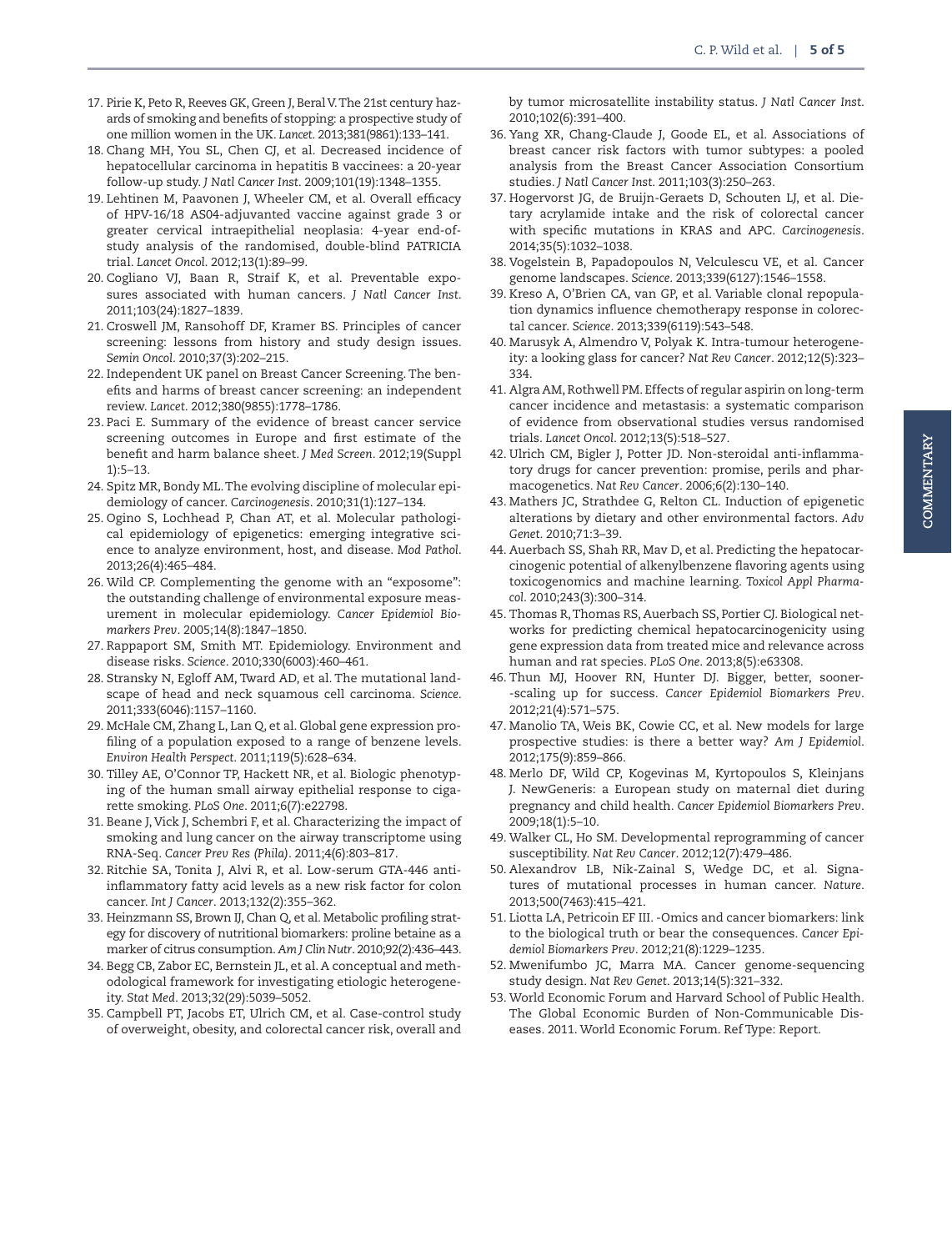17. Pirie K, Peto R, Reeves GK, Green J, Beral V. The 21st century hazards of smoking and benefits of stopping: a prospective study of one million women in the UK. *Lancet*. 2013;381(9861):133–141.
18. Chang MH, You SL, Chen CJ, et al. Decreased incidence of hepatocellular carcinoma in hepatitis B vaccinees: a 20-year follow-up study. *J Natl Cancer Inst*. 2009;101(19):1348–1355.
19. Lehtinen M, Paavonen J, Wheeler CM, et al. Overall efficacy of HPV-16/18 AS04-adjuvanted vaccine against grade 3 or greater cervical intraepithelial neoplasia: 4-year end-of-study analysis of the randomised, double-blind PATRICIA trial. *Lancet Oncol*. 2012;13(1):89–99.
20. Cogliano VJ, Baan R, Straif K, et al. Preventable exposures associated with human cancers. *J Natl Cancer Inst*. 2011;103(24):1827–1839.
21. Croswell JM, Ransohoff DF, Kramer BS. Principles of cancer screening: lessons from history and study design issues. *Semin Oncol*. 2010;37(3):202–215.
22. Independent UK panel on Breast Cancer Screening. The benefits and harms of breast cancer screening: an independent review. *Lancet*. 2012;380(9855):1778–1786.
23. Paci E. Summary of the evidence of breast cancer service screening outcomes in Europe and first estimate of the benefit and harm balance sheet. *J Med Screen*. 2012;19(Suppl 1):5–13.
24. Spitz MR, Bondy ML. The evolving discipline of molecular epidemiology of cancer. *Carcinogenesis*. 2010;31(1):127–134.
25. Ogino S, Lochhead P, Chan AT, et al. Molecular pathological epidemiology of epigenetics: emerging integrative science to analyze environment, host, and disease. *Mod Pathol*. 2013;26(4):465–484.
26. Wild CP. Complementing the genome with an "exposome": the outstanding challenge of environmental exposure measurement in molecular epidemiology. *Cancer Epidemiol Biomarkers Prev*. 2005;14(8):1847–1850.
27. Rappaport SM, Smith MT. Epidemiology. Environment and disease risks. *Science*. 2010;330(6003):460–461.
28. Stransky N, Egloff AM, Tward AD, et al. The mutational landscape of head and neck squamous cell carcinoma. *Science*. 2011;333(6046):1157–1160.
29. McHale CM, Zhang L, Lan Q, et al. Global gene expression profiling of a population exposed to a range of benzene levels. *Environ Health Perspect*. 2011;119(5):628–634.
30. Tilley AE, O'Connor TP, Hackett NR, et al. Biologic phenotyping of the human small airway epithelial response to cigarette smoking. *PLoS One*. 2011;6(7):e22798.
31. Beane J, Vick J, Schembri F, et al. Characterizing the impact of smoking and lung cancer on the airway transcriptome using RNA-Seq. *Cancer Prev Res (Phila)*. 2011;4(6):803–817.
32. Ritchie SA, Tonita J, Alvi R, et al. Low-serum GTA-446 anti-inflammatory fatty acid levels as a new risk factor for colon cancer. *Int J Cancer*. 2013;132(2):355–362.
33. Heinzmann SS, Brown IJ, Chan Q, et al. Metabolic profiling strategy for discovery of nutritional biomarkers: proline betaine as a marker of citrus consumption. *Am J Clin Nutr*. 2010;92(2):436–443.
34. Begg CB, Zabor EC, Bernstein JL, et al. A conceptual and methodological framework for investigating etiologic heterogeneity. *Stat Med*. 2013;32(29):5039–5052.
35. Campbell PT, Jacobs ET, Ulrich CM, et al. Case-control study of overweight, obesity, and colorectal cancer risk, overall and by tumor microsatellite instability status. *J Natl Cancer Inst*. 2010;102(6):391–400.
36. Yang XR, Chang-Claude J, Goode EL, et al. Associations of breast cancer risk factors with tumor subtypes: a pooled analysis from the Breast Cancer Association Consortium studies. *J Natl Cancer Inst*. 2011;103(3):250–263.
37. Hogervorst JG, de Bruijn-Geraets D, Schouten LJ, et al. Dietary acrylamide intake and the risk of colorectal cancer with specific mutations in KRAS and APC. *Carcinogenesis*. 2014;35(5):1032–1038.
38. Vogelstein B, Papadopoulos N, Velculescu VE, et al. Cancer genome landscapes. *Science*. 2013;339(6127):1546–1558.
39. Kreso A, O'Brien CA, van GP, et al. Variable clonal repopulation dynamics influence chemotherapy response in colorectal cancer. *Science*. 2013;339(6119):543–548.
40. Marusyk A, Almendro V, Polyak K. Intra-tumour heterogeneity: a looking glass for cancer? *Nat Rev Cancer*. 2012;12(5):323–334.
41. Algra AM, Rothwell PM. Effects of regular aspirin on long-term cancer incidence and metastasis: a systematic comparison of evidence from observational studies versus randomised trials. *Lancet Oncol*. 2012;13(5):518–527.
42. Ulrich CM, Bigler J, Potter JD. Non-steroidal anti-inflammatory drugs for cancer prevention: promise, perils and pharmacogenetics. *Nat Rev Cancer*. 2006;6(2):130–140.
43. Mathers JC, Strathdee G, Relton CL. Induction of epigenetic alterations by dietary and other environmental factors. *Adv Genet*. 2010;71:3–39.
44. Auerbach SS, Shah RR, Mav D, et al. Predicting the hepatocarcinogenic potential of alkenylbenzene flavoring agents using toxicogenomics and machine learning. *Toxicol Appl Pharmacol*. 2010;243(3):300–314.
45. Thomas R, Thomas RS, Auerbach SS, Portier CJ. Biological networks for predicting chemical hepatocarcinogenicity using gene expression data from treated mice and relevance across human and rat species. *PLoS One*. 2013;8(5):e63308.
46. Thun MJ, Hoover RN, Hunter DJ. Bigger, better, sooner--scaling up for success. *Cancer Epidemiol Biomarkers Prev*. 2012;21(4):571–575.
47. Manolio TA, Weis BK, Cowie CC, et al. New models for large prospective studies: is there a better way? *Am J Epidemiol*. 2012;175(9):859–866.
48. Merlo DF, Wild CP, Kogevinas M, Kyrtopoulos S, Kleinjans J. NewGeneris: a European study on maternal diet during pregnancy and child health. *Cancer Epidemiol Biomarkers Prev*. 2009;18(1):5–10.
49. Walker CL, Ho SM. Developmental reprogramming of cancer susceptibility. *Nat Rev Cancer*. 2012;12(7):479–486.
50. Alexandrov LB, Nik-Zainal S, Wedge DC, et al. Signatures of mutational processes in human cancer. *Nature*. 2013;500(7463):415–421.
51. Liotta LA, Petricoin EF III. -Omics and cancer biomarkers: link to the biological truth or bear the consequences. *Cancer Epidemiol Biomarkers Prev*. 2012;21(8):1229–1235.
52. Mwenifumbo JC, Marra MA. Cancer genome-sequencing study design. *Nat Rev Genet*. 2013;14(5):321–332.
53. World Economic Forum and Harvard School of Public Health. The Global Economic Burden of Non-Communicable Diseases. 2011. World Economic Forum. Ref Type: Report.